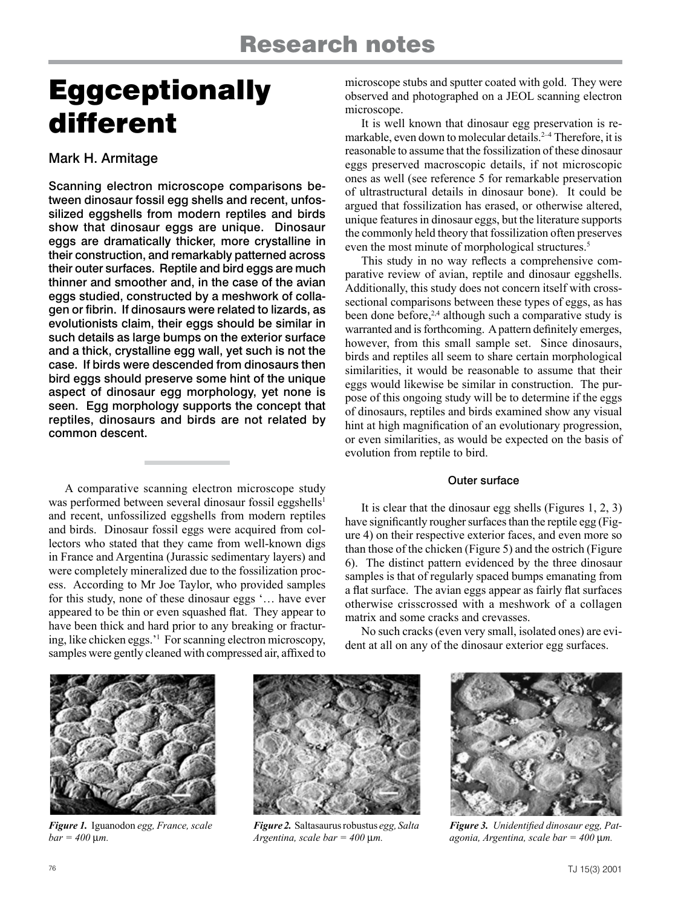# Eggceptionally different

## Mark H. Armitage

**Scanning electron microscope comparisons between dinosaur fossil egg shells and recent, unfossilized eggshells from modern reptiles and birds show that dinosaur eggs are unique. Dinosaur eggs are dramatically thicker, more crystalline in their construction, and remarkably patterned across their outer surfaces. Reptile and bird eggs are much thinner and smoother and, in the case of the avian eggs studied, constructed by a meshwork of collagen or fibrin. If dinosaurs were related to lizards, as evolutionists claim, their eggs should be similar in such details as large bumps on the exterior surface and a thick, crystalline egg wall, yet such is not the case. If birds were descended from dinosaurs then bird eggs should preserve some hint of the unique aspect of dinosaur egg morphology, yet none is seen. Egg morphology supports the concept that reptiles, dinosaurs and birds are not related by common descent.**

A comparative scanning electron microscope study was performed between several dinosaur fossil eggshells[1] and recent, unfossilized eggshells from modern reptiles and birds. Dinosaur fossil eggs were acquired from collectors who stated that they came from well-known digs in France and Argentina (Jurassic sedimentary layers) and were completely mineralized due to the fossilization process. According to Mr Joe Taylor, who provided samples for this study, none of these dinosaur eggs '… have ever appeared to be thin or even squashed flat. They appear to have been thick and hard prior to any breaking or fracturing, like chicken eggs.'[1] For scanning electron microscopy, samples were gently cleaned with compressed air, affixed to microscope stubs and sputter coated with gold. They were observed and photographed on a JEOL scanning electron microscope.

It is well known that dinosaur egg preservation is remarkable, even down to molecular details.[2–4] Therefore, it is reasonable to assume that the fossilization of these dinosaur eggs preserved macroscopic details, if not microscopic ones as well (see reference 5 for remarkable preservation of ultrastructural details in dinosaur bone). It could be argued that fossilization has erased, or otherwise altered, unique features in dinosaur eggs, but the literature supports the commonly held theory that fossilization often preserves even the most minute of morphological structures.[5]

This study in no way reflects a comprehensive comparative review of avian, reptile and dinosaur eggshells. Additionally, this study does not concern itself with cross-sectional comparisons between these types of eggs, as has been done before,[2,4] although such a comparative study is warranted and is forthcoming. A pattern definitely emerges, however, from this small sample set. Since dinosaurs, birds and reptiles all seem to share certain morphological similarities, it would be reasonable to assume that their eggs would likewise be similar in construction. The purpose of this ongoing study will be to determine if the eggs of dinosaurs, reptiles and birds examined show any visual hint at high magnification of an evolutionary progression, or even similarities, as would be expected on the basis of evolution from reptile to bird.

### Outer surface

It is clear that the dinosaur egg shells (Figures 1, 2, 3) have significantly rougher surfaces than the reptile egg (Figure 4) on their respective exterior faces, and even more so than those of the chicken (Figure 5) and the ostrich (Figure 6). The distinct pattern evidenced by the three dinosaur samples is that of regularly spaced bumps emanating from a flat surface. The avian eggs appear as fairly flat surfaces otherwise crisscrossed with a meshwork of a collagen matrix and some cracks and crevasses.

No such cracks (even very small, isolated ones) are evident at all on any of the dinosaur exterior egg surfaces.

***Figure 1.*** *Iguanodon egg, France, scale bar = 400 µm.*

***Figure 2.*** *Saltasaurus robustus egg, Salta Argentina, scale bar = 400 µm.*

***Figure 3.*** *Unidentified dinosaur egg, Patagonia, Argentina, scale bar = 400 µm.*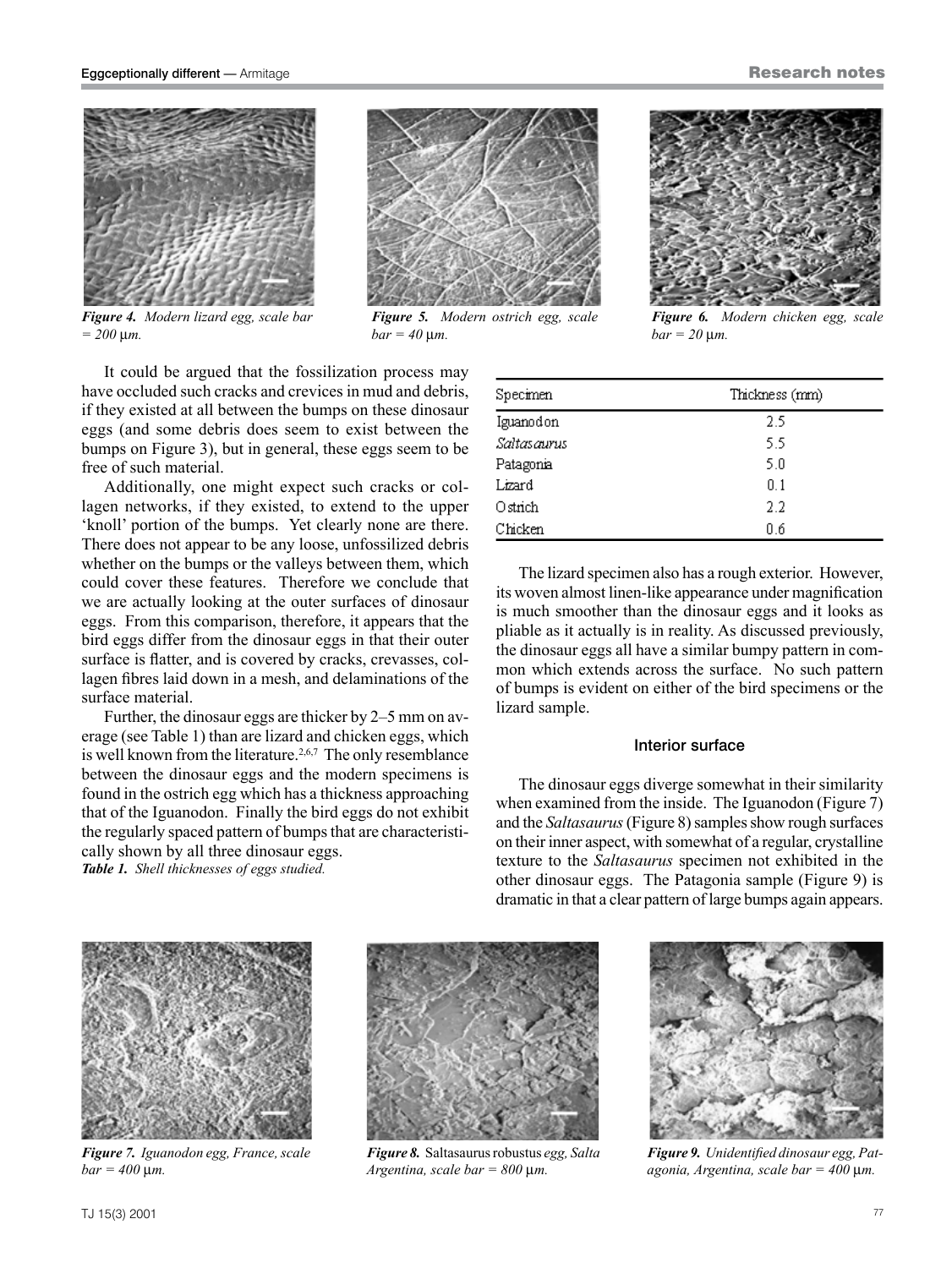*Figure 4. Modern lizard egg, scale bar = 200 μm.*

*Figure 5. Modern ostrich egg, scale bar = 40 μm.*

*Figure 6. Modern chicken egg, scale bar = 20 μm.*

It could be argued that the fossilization process may have occluded such cracks and crevices in mud and debris, if they existed at all between the bumps on these dinosaur eggs (and some debris does seem to exist between the bumps on Figure 3), but in general, these eggs seem to be free of such material.

Additionally, one might expect such cracks or collagen networks, if they existed, to extend to the upper 'knoll' portion of the bumps. Yet clearly none are there. There does not appear to be any loose, unfossilized debris whether on the bumps or the valleys between them, which could cover these features. Therefore we conclude that we are actually looking at the outer surfaces of dinosaur eggs. From this comparison, therefore, it appears that the bird eggs differ from the dinosaur eggs in that their outer surface is flatter, and is covered by cracks, crevasses, collagen fibres laid down in a mesh, and delaminations of the surface material.

Further, the dinosaur eggs are thicker by 2–5 mm on average (see Table 1) than are lizard and chicken eggs, which is well known from the literature.[2,6,7] The only resemblance between the dinosaur eggs and the modern specimens is found in the ostrich egg which has a thickness approaching that of the Iguanodon. Finally the bird eggs do not exhibit the regularly spaced pattern of bumps that are characteristically shown by all three dinosaur eggs.

***Table 1.*** *Shell thicknesses of eggs studied.*

| Specimen | Thickness (mm) |
|---|---|
| Iguanodon | 2.5 |
| *Saltasaurus* | 5.5 |
| Patagonia | 5.0 |
| Lizard | 0.1 |
| Ostrich | 2.2 |
| Chicken | 0.6 |

The lizard specimen also has a rough exterior. However, its woven almost linen-like appearance under magnification is much smoother than the dinosaur eggs and it looks as pliable as it actually is in reality. As discussed previously, the dinosaur eggs all have a similar bumpy pattern in common which extends across the surface. No such pattern of bumps is evident on either of the bird specimens or the lizard sample.

### Interior surface

The dinosaur eggs diverge somewhat in their similarity when examined from the inside. The Iguanodon (Figure 7) and the *Saltasaurus* (Figure 8) samples show rough surfaces on their inner aspect, with somewhat of a regular, crystalline texture to the *Saltasaurus* specimen not exhibited in the other dinosaur eggs. The Patagonia sample (Figure 9) is dramatic in that a clear pattern of large bumps again appears.

*Figure 7. Iguanodon egg, France, scale bar = 400 μm.*

*Figure 8.* Saltasaurus robustus *egg, Salta Argentina, scale bar = 800 μm.*

*Figure 9. Unidentified dinosaur egg, Patagonia, Argentina, scale bar = 400 μm.*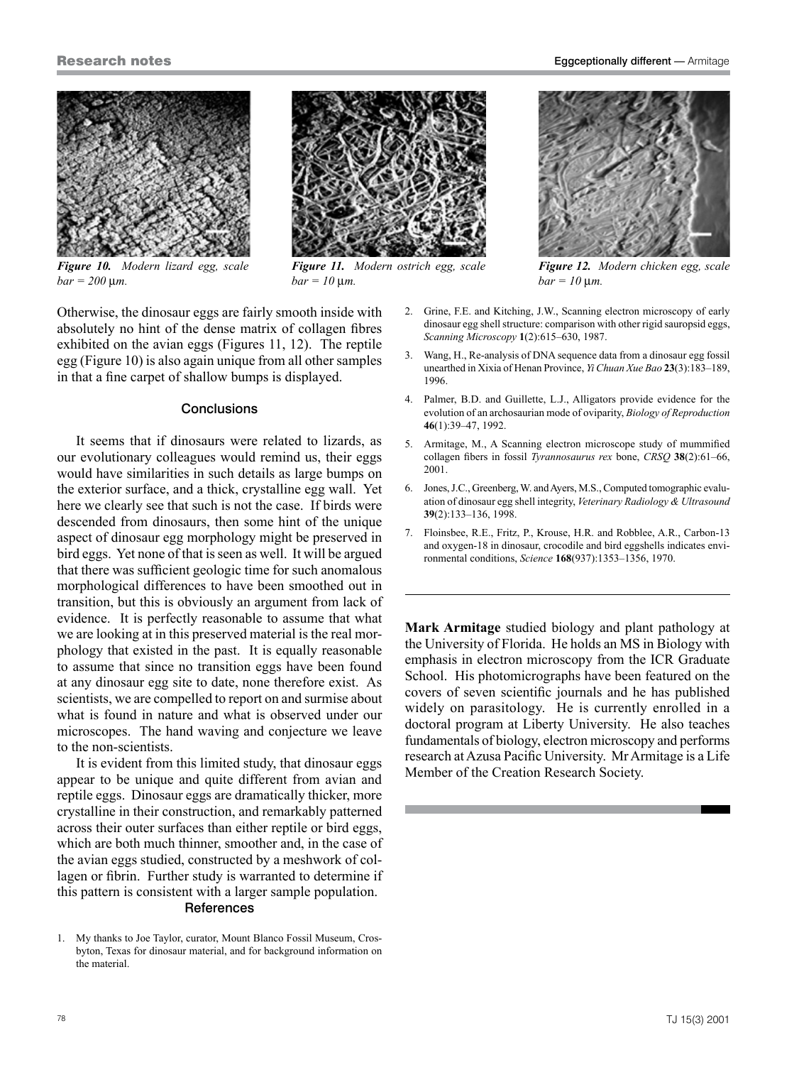*Figure 10. Modern lizard egg, scale bar = 200 μm.*

*Figure 11. Modern ostrich egg, scale bar = 10 μm.*

*Figure 12. Modern chicken egg, scale bar = 10 μm.*

Otherwise, the dinosaur eggs are fairly smooth inside with absolutely no hint of the dense matrix of collagen fibres exhibited on the avian eggs (Figures 11, 12). The reptile egg (Figure 10) is also again unique from all other samples in that a fine carpet of shallow bumps is displayed.

## Conclusions

It seems that if dinosaurs were related to lizards, as our evolutionary colleagues would remind us, their eggs would have similarities in such details as large bumps on the exterior surface, and a thick, crystalline egg wall. Yet here we clearly see that such is not the case. If birds were descended from dinosaurs, then some hint of the unique aspect of dinosaur egg morphology might be preserved in bird eggs. Yet none of that is seen as well. It will be argued that there was sufficient geologic time for such anomalous morphological differences to have been smoothed out in transition, but this is obviously an argument from lack of evidence. It is perfectly reasonable to assume that what we are looking at in this preserved material is the real morphology that existed in the past. It is equally reasonable to assume that since no transition eggs have been found at any dinosaur egg site to date, none therefore exist. As scientists, we are compelled to report on and surmise about what is found in nature and what is observed under our microscopes. The hand waving and conjecture we leave to the non-scientists.

It is evident from this limited study, that dinosaur eggs appear to be unique and quite different from avian and reptile eggs. Dinosaur eggs are dramatically thicker, more crystalline in their construction, and remarkably patterned across their outer surfaces than either reptile or bird eggs, which are both much thinner, smoother and, in the case of the avian eggs studied, constructed by a meshwork of collagen or fibrin. Further study is warranted to determine if this pattern is consistent with a larger sample population.

## References

1. My thanks to Joe Taylor, curator, Mount Blanco Fossil Museum, Crosbyton, Texas for dinosaur material, and for background information on the material.
2. Grine, F.E. and Kitching, J.W., Scanning electron microscopy of early dinosaur egg shell structure: comparison with other rigid sauropsid eggs, *Scanning Microscopy* **1**(2):615–630, 1987.
3. Wang, H., Re-analysis of DNA sequence data from a dinosaur egg fossil unearthed in Xixia of Henan Province, *Yi Chuan Xue Bao* **23**(3):183–189, 1996.
4. Palmer, B.D. and Guillette, L.J., Alligators provide evidence for the evolution of an archosaurian mode of oviparity, *Biology of Reproduction* **46**(1):39–47, 1992.
5. Armitage, M., A Scanning electron microscope study of mummified collagen fibers in fossil *Tyrannosaurus rex* bone, *CRSQ* **38**(2):61–66, 2001.
6. Jones, J.C., Greenberg, W. and Ayers, M.S., Computed tomographic evaluation of dinosaur egg shell integrity, *Veterinary Radiology & Ultrasound* **39**(2):133–136, 1998.
7. Floinsbee, R.E., Fritz, P., Krouse, H.R. and Robblee, A.R., Carbon-13 and oxygen-18 in dinosaur, crocodile and bird eggshells indicates environmental conditions, *Science* **168**(937):1353–1356, 1970.

**Mark Armitage** studied biology and plant pathology at the University of Florida. He holds an MS in Biology with emphasis in electron microscopy from the ICR Graduate School. His photomicrographs have been featured on the covers of seven scientific journals and he has published widely on parasitology. He is currently enrolled in a doctoral program at Liberty University. He also teaches fundamentals of biology, electron microscopy and performs research at Azusa Pacific University. Mr Armitage is a Life Member of the Creation Research Society.